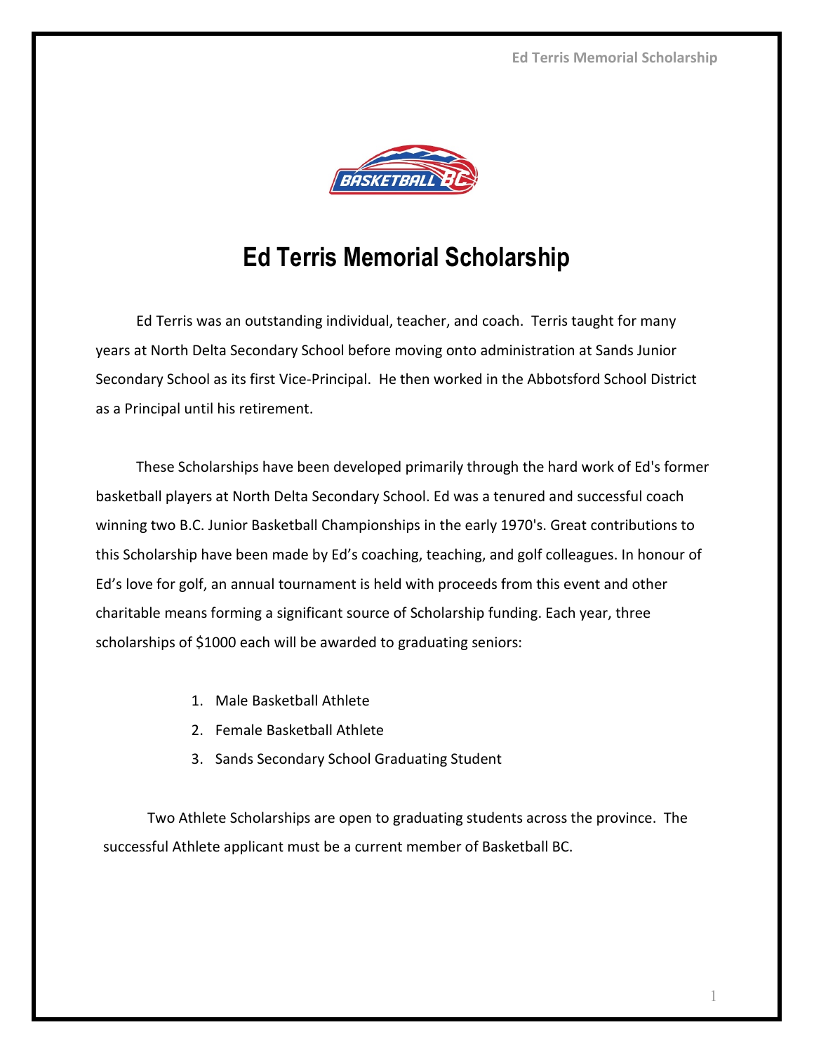# Ed Terris Memorial Scholarship

Ed Terris was an outstanding individual, teacher, and coach. Terris taught for many years at North Delta Secondary School before moving onto administration at Sands Junior Secondary School as its first Vice-Principal. He then worked in the Abbotsford School District as a Principal until his retirement.

These Scholarships have been developed primarily through the hard work of Ed's former basketball players at North Delta Secondary School. Ed was a tenured and successful coach winning two B.C. Junior Basketball Championships in the early 1970's. Great contributions to this Scholarship have been made by Ed's coaching, teaching, and golf colleagues. In honour of Ed's love for golf, an annual tournament is held with proceeds from this event and other charitable means forming a significant source of Scholarship funding. Each year, three scholarships of $1000 each will be awarded to graduating seniors:

1. Male Basketball Athlete
2. Female Basketball Athlete
3. Sands Secondary School Graduating Student

Two Athlete Scholarships are open to graduating students across the province. The successful Athlete applicant must be a current member of Basketball BC.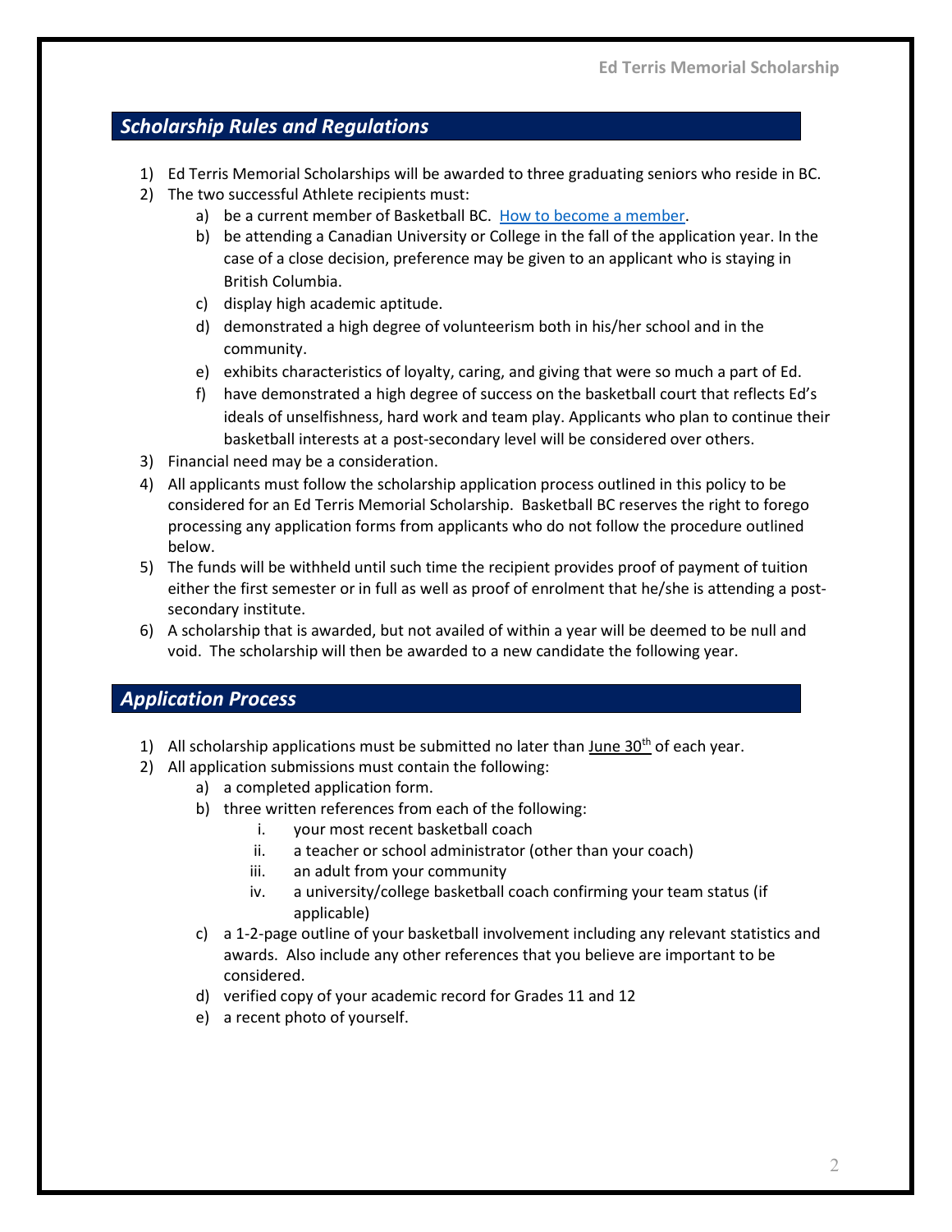## *Scholarship Rules and Regulations*

1) Ed Terris Memorial Scholarships will be awarded to three graduating seniors who reside in BC.
2) The two successful Athlete recipients must:
   a) be a current member of Basketball BC. [How to become a member](#).
   b) be attending a Canadian University or College in the fall of the application year. In the case of a close decision, preference may be given to an applicant who is staying in British Columbia.
   c) display high academic aptitude.
   d) demonstrated a high degree of volunteerism both in his/her school and in the community.
   e) exhibits characteristics of loyalty, caring, and giving that were so much a part of Ed.
   f) have demonstrated a high degree of success on the basketball court that reflects Ed's ideals of unselfishness, hard work and team play. Applicants who plan to continue their basketball interests at a post-secondary level will be considered over others.
3) Financial need may be a consideration.
4) All applicants must follow the scholarship application process outlined in this policy to be considered for an Ed Terris Memorial Scholarship. Basketball BC reserves the right to forego processing any application forms from applicants who do not follow the procedure outlined below.
5) The funds will be withheld until such time the recipient provides proof of payment of tuition either the first semester or in full as well as proof of enrolment that he/she is attending a post-secondary institute.
6) A scholarship that is awarded, but not availed of within a year will be deemed to be null and void. The scholarship will then be awarded to a new candidate the following year.

## *Application Process*

1) All scholarship applications must be submitted no later than June 30th of each year.
2) All application submissions must contain the following:
   a) a completed application form.
   b) three written references from each of the following:
      i. your most recent basketball coach
      ii. a teacher or school administrator (other than your coach)
      iii. an adult from your community
      iv. a university/college basketball coach confirming your team status (if applicable)
   c) a 1-2-page outline of your basketball involvement including any relevant statistics and awards. Also include any other references that you believe are important to be considered.
   d) verified copy of your academic record for Grades 11 and 12
   e) a recent photo of yourself.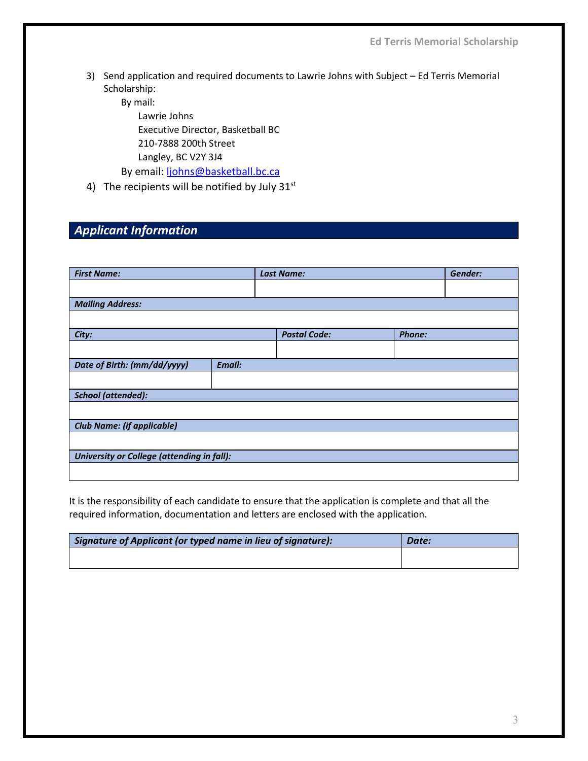3) Send application and required documents to Lawrie Johns with Subject – Ed Terris Memorial Scholarship:

   By mail:

   Lawrie Johns
   Executive Director, Basketball BC
   210-7888 200th Street
   Langley, BC V2Y 3J4

   By email: ljohns@basketball.bc.ca

4) The recipients will be notified by July 31st

## Applicant Information

| ***First Name:*** | ***Last Name:*** | ***Gender:*** |
|---|---|---|
| | | |

| ***Mailing Address:*** |
|---|
| |

| ***City:*** | ***Postal Code:*** | ***Phone:*** |
|---|---|---|
| | | |

| ***Date of Birth: (mm/dd/yyyy)*** | ***Email:*** |
|---|---|
| | |

| ***School (attended):*** |
|---|
| |

| ***Club Name: (if applicable)*** |
|---|
| |

| ***University or College (attending in fall):*** |
|---|
| |

It is the responsibility of each candidate to ensure that the application is complete and that all the required information, documentation and letters are enclosed with the application.

| ***Signature of Applicant (or typed name in lieu of signature):*** | ***Date:*** |
|---|---|
| | |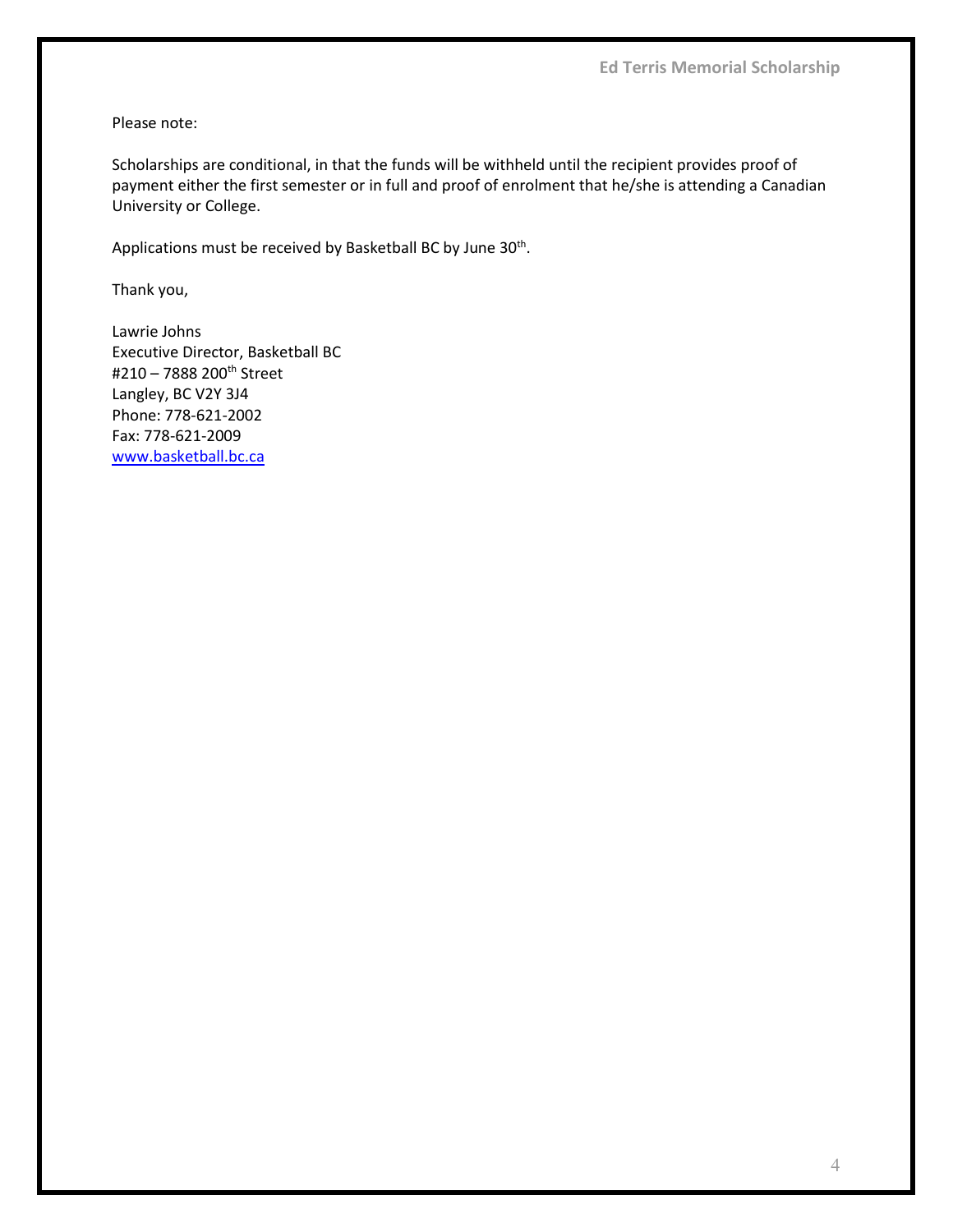Please note:

Scholarships are conditional, in that the funds will be withheld until the recipient provides proof of payment either the first semester or in full and proof of enrolment that he/she is attending a Canadian University or College.

Applications must be received by Basketball BC by June 30th.

Thank you,

Lawrie Johns
Executive Director, Basketball BC
#210 – 7888 200th Street
Langley, BC V2Y 3J4
Phone: 778-621-2002
Fax: 778-621-2009
[www.basketball.bc.ca](http://www.basketball.bc.ca)